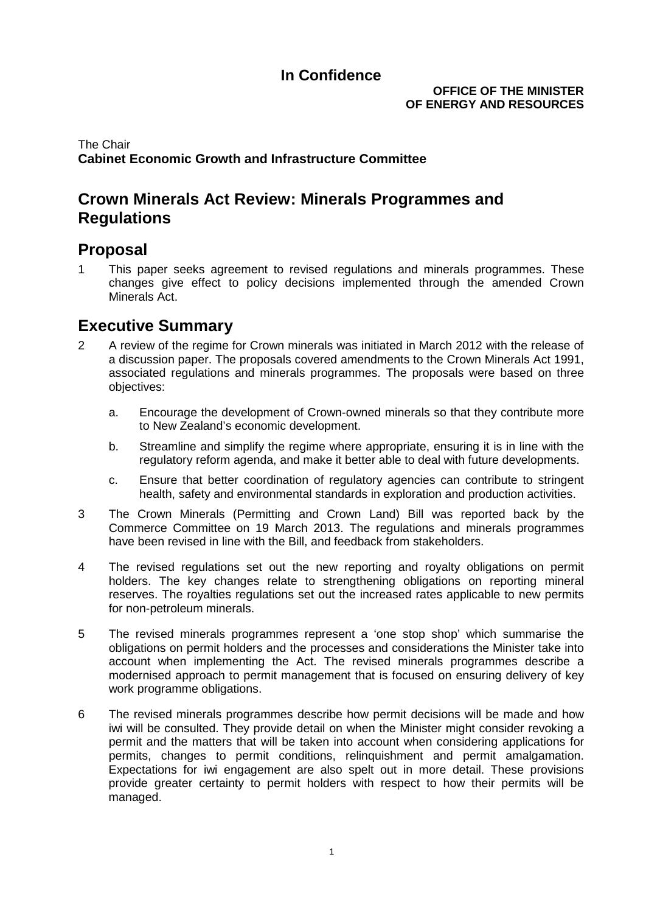**In Confidence**

**OFFICE OF THE MINISTER OF ENERGY AND RESOURCES**

The Chair
**Cabinet Economic Growth and Infrastructure Committee**

# Crown Minerals Act Review: Minerals Programmes and Regulations

## Proposal

1 This paper seeks agreement to revised regulations and minerals programmes. These changes give effect to policy decisions implemented through the amended Crown Minerals Act.

## Executive Summary

2 A review of the regime for Crown minerals was initiated in March 2012 with the release of a discussion paper. The proposals covered amendments to the Crown Minerals Act 1991, associated regulations and minerals programmes. The proposals were based on three objectives:

   a. Encourage the development of Crown-owned minerals so that they contribute more to New Zealand's economic development.

   b. Streamline and simplify the regime where appropriate, ensuring it is in line with the regulatory reform agenda, and make it better able to deal with future developments.

   c. Ensure that better coordination of regulatory agencies can contribute to stringent health, safety and environmental standards in exploration and production activities.

3 The Crown Minerals (Permitting and Crown Land) Bill was reported back by the Commerce Committee on 19 March 2013. The regulations and minerals programmes have been revised in line with the Bill, and feedback from stakeholders.

4 The revised regulations set out the new reporting and royalty obligations on permit holders. The key changes relate to strengthening obligations on reporting mineral reserves. The royalties regulations set out the increased rates applicable to new permits for non-petroleum minerals.

5 The revised minerals programmes represent a 'one stop shop' which summarise the obligations on permit holders and the processes and considerations the Minister take into account when implementing the Act. The revised minerals programmes describe a modernised approach to permit management that is focused on ensuring delivery of key work programme obligations.

6 The revised minerals programmes describe how permit decisions will be made and how iwi will be consulted. They provide detail on when the Minister might consider revoking a permit and the matters that will be taken into account when considering applications for permits, changes to permit conditions, relinquishment and permit amalgamation. Expectations for iwi engagement are also spelt out in more detail. These provisions provide greater certainty to permit holders with respect to how their permits will be managed.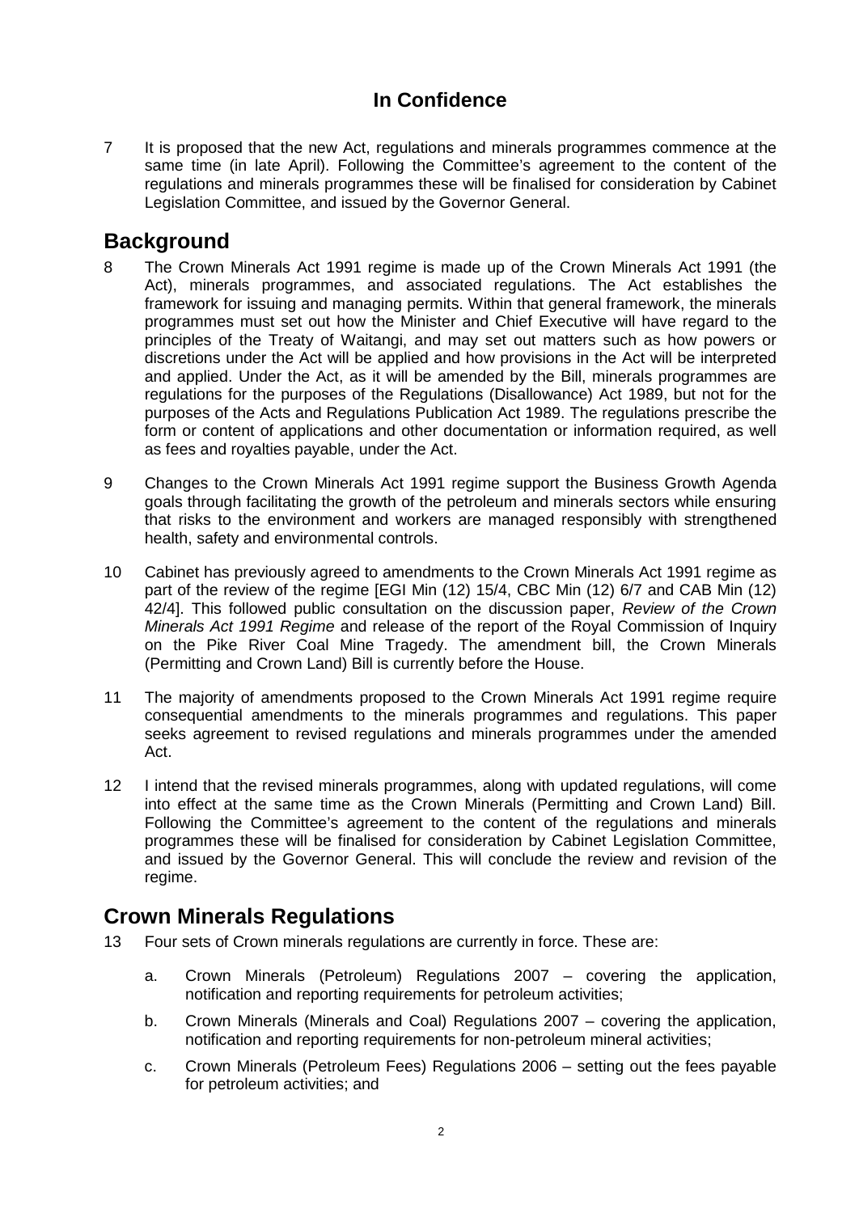7 It is proposed that the new Act, regulations and minerals programmes commence at the same time (in late April). Following the Committee's agreement to the content of the regulations and minerals programmes these will be finalised for consideration by Cabinet Legislation Committee, and issued by the Governor General.

## Background

8 The Crown Minerals Act 1991 regime is made up of the Crown Minerals Act 1991 (the Act), minerals programmes, and associated regulations. The Act establishes the framework for issuing and managing permits. Within that general framework, the minerals programmes must set out how the Minister and Chief Executive will have regard to the principles of the Treaty of Waitangi, and may set out matters such as how powers or discretions under the Act will be applied and how provisions in the Act will be interpreted and applied. Under the Act, as it will be amended by the Bill, minerals programmes are regulations for the purposes of the Regulations (Disallowance) Act 1989, but not for the purposes of the Acts and Regulations Publication Act 1989. The regulations prescribe the form or content of applications and other documentation or information required, as well as fees and royalties payable, under the Act.

9 Changes to the Crown Minerals Act 1991 regime support the Business Growth Agenda goals through facilitating the growth of the petroleum and minerals sectors while ensuring that risks to the environment and workers are managed responsibly with strengthened health, safety and environmental controls.

10 Cabinet has previously agreed to amendments to the Crown Minerals Act 1991 regime as part of the review of the regime [EGI Min (12) 15/4, CBC Min (12) 6/7 and CAB Min (12) 42/4]. This followed public consultation on the discussion paper, *Review of the Crown Minerals Act 1991 Regime* and release of the report of the Royal Commission of Inquiry on the Pike River Coal Mine Tragedy. The amendment bill, the Crown Minerals (Permitting and Crown Land) Bill is currently before the House.

11 The majority of amendments proposed to the Crown Minerals Act 1991 regime require consequential amendments to the minerals programmes and regulations. This paper seeks agreement to revised regulations and minerals programmes under the amended Act.

12 I intend that the revised minerals programmes, along with updated regulations, will come into effect at the same time as the Crown Minerals (Permitting and Crown Land) Bill. Following the Committee's agreement to the content of the regulations and minerals programmes these will be finalised for consideration by Cabinet Legislation Committee, and issued by the Governor General. This will conclude the review and revision of the regime.

## Crown Minerals Regulations

13 Four sets of Crown minerals regulations are currently in force. These are:

   a. Crown Minerals (Petroleum) Regulations 2007 – covering the application, notification and reporting requirements for petroleum activities;

   b. Crown Minerals (Minerals and Coal) Regulations 2007 – covering the application, notification and reporting requirements for non-petroleum mineral activities;

   c. Crown Minerals (Petroleum Fees) Regulations 2006 – setting out the fees payable for petroleum activities; and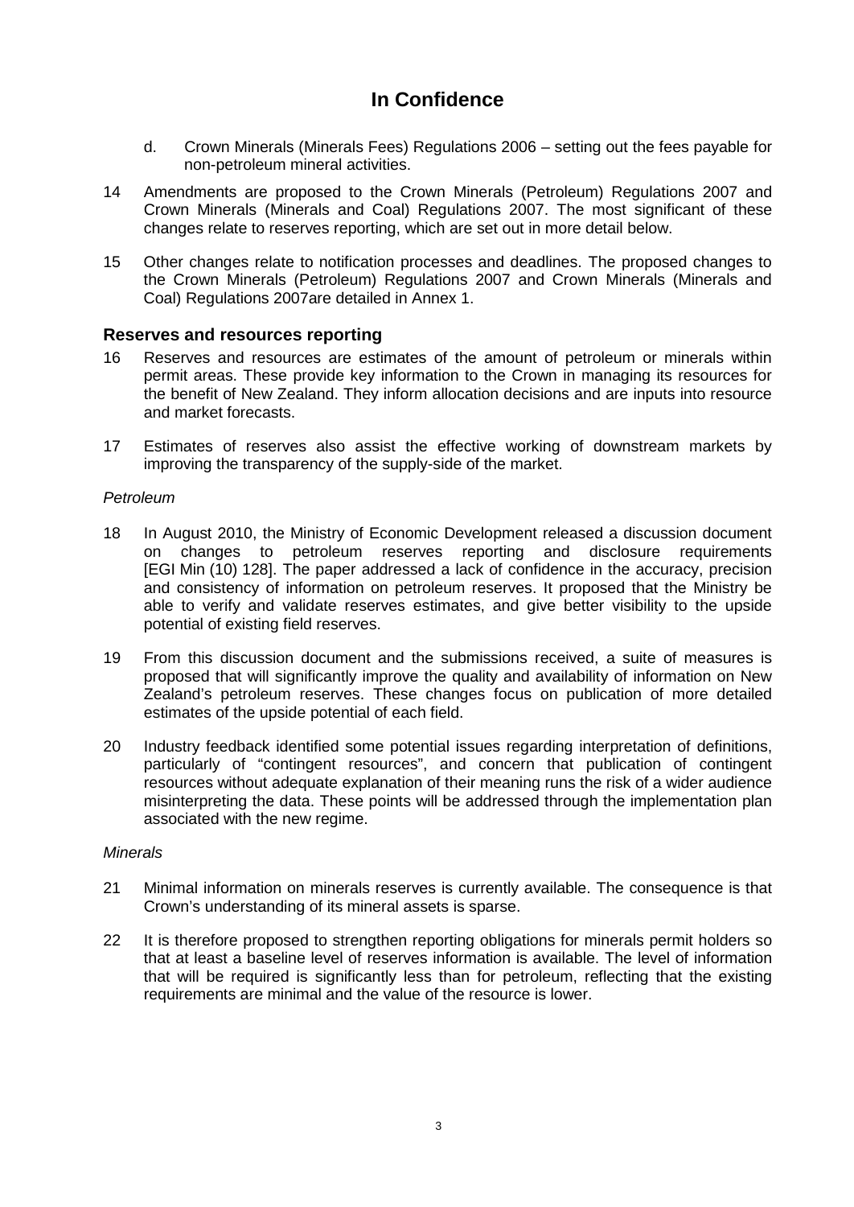**In Confidence**

d. Crown Minerals (Minerals Fees) Regulations 2006 – setting out the fees payable for non-petroleum mineral activities.

14 Amendments are proposed to the Crown Minerals (Petroleum) Regulations 2007 and Crown Minerals (Minerals and Coal) Regulations 2007. The most significant of these changes relate to reserves reporting, which are set out in more detail below.

15 Other changes relate to notification processes and deadlines. The proposed changes to the Crown Minerals (Petroleum) Regulations 2007 and Crown Minerals (Minerals and Coal) Regulations 2007are detailed in Annex 1.

### Reserves and resources reporting

16 Reserves and resources are estimates of the amount of petroleum or minerals within permit areas. These provide key information to the Crown in managing its resources for the benefit of New Zealand. They inform allocation decisions and are inputs into resource and market forecasts.

17 Estimates of reserves also assist the effective working of downstream markets by improving the transparency of the supply-side of the market.

*Petroleum*

18 In August 2010, the Ministry of Economic Development released a discussion document on changes to petroleum reserves reporting and disclosure requirements [EGI Min (10) 128]. The paper addressed a lack of confidence in the accuracy, precision and consistency of information on petroleum reserves. It proposed that the Ministry be able to verify and validate reserves estimates, and give better visibility to the upside potential of existing field reserves.

19 From this discussion document and the submissions received, a suite of measures is proposed that will significantly improve the quality and availability of information on New Zealand's petroleum reserves. These changes focus on publication of more detailed estimates of the upside potential of each field.

20 Industry feedback identified some potential issues regarding interpretation of definitions, particularly of "contingent resources", and concern that publication of contingent resources without adequate explanation of their meaning runs the risk of a wider audience misinterpreting the data. These points will be addressed through the implementation plan associated with the new regime.

*Minerals*

21 Minimal information on minerals reserves is currently available. The consequence is that Crown's understanding of its mineral assets is sparse.

22 It is therefore proposed to strengthen reporting obligations for minerals permit holders so that at least a baseline level of reserves information is available. The level of information that will be required is significantly less than for petroleum, reflecting that the existing requirements are minimal and the value of the resource is lower.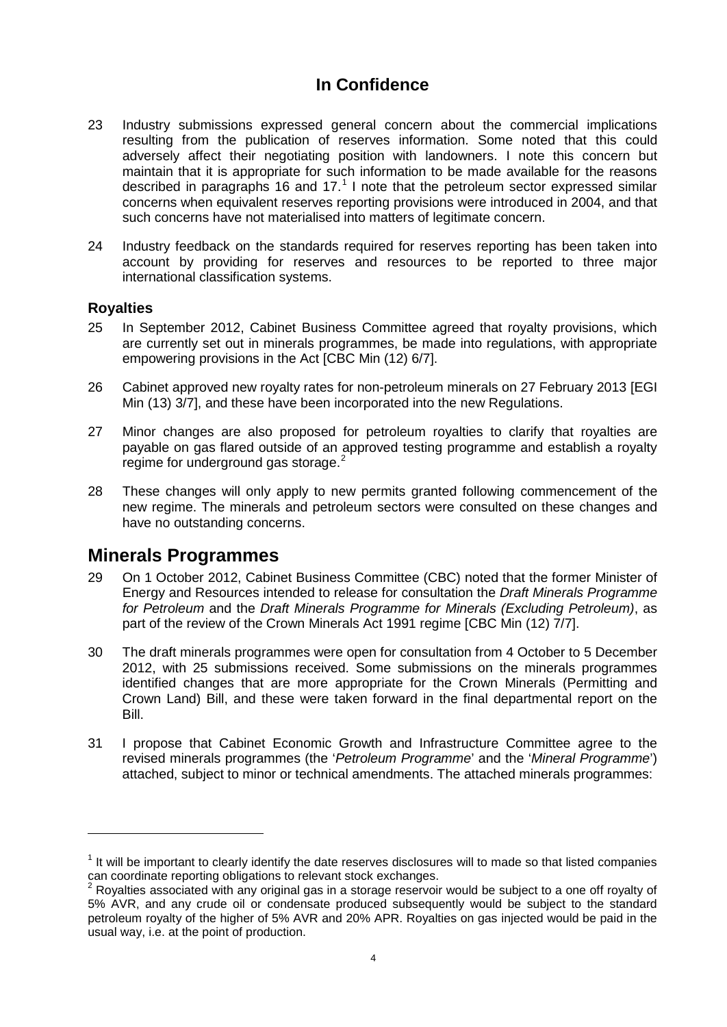**In Confidence**

23 Industry submissions expressed general concern about the commercial implications resulting from the publication of reserves information. Some noted that this could adversely affect their negotiating position with landowners. I note this concern but maintain that it is appropriate for such information to be made available for the reasons described in paragraphs 16 and 17.[1] I note that the petroleum sector expressed similar concerns when equivalent reserves reporting provisions were introduced in 2004, and that such concerns have not materialised into matters of legitimate concern.

24 Industry feedback on the standards required for reserves reporting has been taken into account by providing for reserves and resources to be reported to three major international classification systems.

### Royalties

25 In September 2012, Cabinet Business Committee agreed that royalty provisions, which are currently set out in minerals programmes, be made into regulations, with appropriate empowering provisions in the Act [CBC Min (12) 6/7].

26 Cabinet approved new royalty rates for non-petroleum minerals on 27 February 2013 [EGI Min (13) 3/7], and these have been incorporated into the new Regulations.

27 Minor changes are also proposed for petroleum royalties to clarify that royalties are payable on gas flared outside of an approved testing programme and establish a royalty regime for underground gas storage.[2]

28 These changes will only apply to new permits granted following commencement of the new regime. The minerals and petroleum sectors were consulted on these changes and have no outstanding concerns.

## Minerals Programmes

29 On 1 October 2012, Cabinet Business Committee (CBC) noted that the former Minister of Energy and Resources intended to release for consultation the *Draft Minerals Programme for Petroleum* and the *Draft Minerals Programme for Minerals (Excluding Petroleum)*, as part of the review of the Crown Minerals Act 1991 regime [CBC Min (12) 7/7].

30 The draft minerals programmes were open for consultation from 4 October to 5 December 2012, with 25 submissions received. Some submissions on the minerals programmes identified changes that are more appropriate for the Crown Minerals (Permitting and Crown Land) Bill, and these were taken forward in the final departmental report on the Bill.

31 I propose that Cabinet Economic Growth and Infrastructure Committee agree to the revised minerals programmes (the '*Petroleum Programme*' and the '*Mineral Programme*') attached, subject to minor or technical amendments. The attached minerals programmes:

---

[1] It will be important to clearly identify the date reserves disclosures will to made so that listed companies can coordinate reporting obligations to relevant stock exchanges.

[2] Royalties associated with any original gas in a storage reservoir would be subject to a one off royalty of 5% AVR, and any crude oil or condensate produced subsequently would be subject to the standard petroleum royalty of the higher of 5% AVR and 20% APR. Royalties on gas injected would be paid in the usual way, i.e. at the point of production.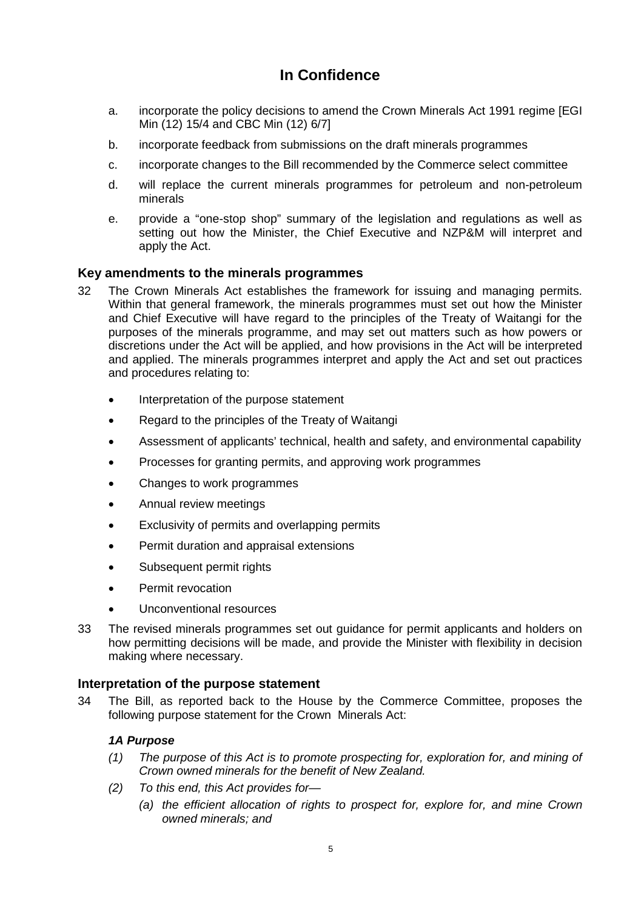**In Confidence**

a. incorporate the policy decisions to amend the Crown Minerals Act 1991 regime [EGI Min (12) 15/4 and CBC Min (12) 6/7]

b. incorporate feedback from submissions on the draft minerals programmes

c. incorporate changes to the Bill recommended by the Commerce select committee

d. will replace the current minerals programmes for petroleum and non-petroleum minerals

e. provide a "one-stop shop" summary of the legislation and regulations as well as setting out how the Minister, the Chief Executive and NZP&M will interpret and apply the Act.

## Key amendments to the minerals programmes

32 The Crown Minerals Act establishes the framework for issuing and managing permits. Within that general framework, the minerals programmes must set out how the Minister and Chief Executive will have regard to the principles of the Treaty of Waitangi for the purposes of the minerals programme, and may set out matters such as how powers or discretions under the Act will be applied, and how provisions in the Act will be interpreted and applied. The minerals programmes interpret and apply the Act and set out practices and procedures relating to:

- Interpretation of the purpose statement
- Regard to the principles of the Treaty of Waitangi
- Assessment of applicants' technical, health and safety, and environmental capability
- Processes for granting permits, and approving work programmes
- Changes to work programmes
- Annual review meetings
- Exclusivity of permits and overlapping permits
- Permit duration and appraisal extensions
- Subsequent permit rights
- Permit revocation
- Unconventional resources

33 The revised minerals programmes set out guidance for permit applicants and holders on how permitting decisions will be made, and provide the Minister with flexibility in decision making where necessary.

## Interpretation of the purpose statement

34 The Bill, as reported back to the House by the Commerce Committee, proposes the following purpose statement for the Crown Minerals Act:

***1A Purpose***

*(1) The purpose of this Act is to promote prospecting for, exploration for, and mining of Crown owned minerals for the benefit of New Zealand.*

*(2) To this end, this Act provides for—*

*(a) the efficient allocation of rights to prospect for, explore for, and mine Crown owned minerals; and*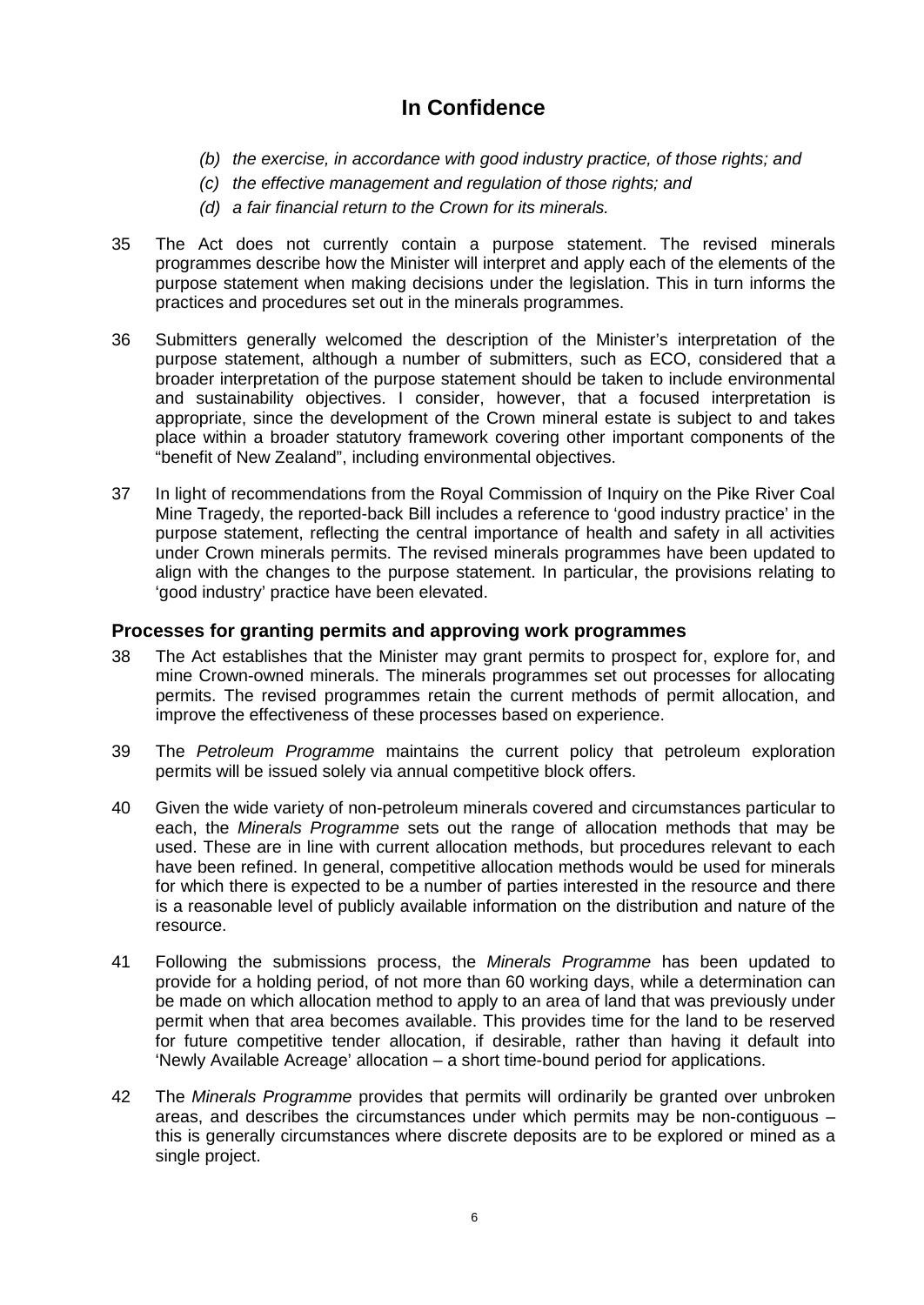*(b) the exercise, in accordance with good industry practice, of those rights; and*

*(c) the effective management and regulation of those rights; and*

*(d) a fair financial return to the Crown for its minerals.*

35 The Act does not currently contain a purpose statement. The revised minerals programmes describe how the Minister will interpret and apply each of the elements of the purpose statement when making decisions under the legislation. This in turn informs the practices and procedures set out in the minerals programmes.

36 Submitters generally welcomed the description of the Minister's interpretation of the purpose statement, although a number of submitters, such as ECO, considered that a broader interpretation of the purpose statement should be taken to include environmental and sustainability objectives. I consider, however, that a focused interpretation is appropriate, since the development of the Crown mineral estate is subject to and takes place within a broader statutory framework covering other important components of the "benefit of New Zealand", including environmental objectives.

37 In light of recommendations from the Royal Commission of Inquiry on the Pike River Coal Mine Tragedy, the reported-back Bill includes a reference to 'good industry practice' in the purpose statement, reflecting the central importance of health and safety in all activities under Crown minerals permits. The revised minerals programmes have been updated to align with the changes to the purpose statement. In particular, the provisions relating to 'good industry' practice have been elevated.

### Processes for granting permits and approving work programmes

38 The Act establishes that the Minister may grant permits to prospect for, explore for, and mine Crown-owned minerals. The minerals programmes set out processes for allocating permits. The revised programmes retain the current methods of permit allocation, and improve the effectiveness of these processes based on experience.

39 The *Petroleum Programme* maintains the current policy that petroleum exploration permits will be issued solely via annual competitive block offers.

40 Given the wide variety of non-petroleum minerals covered and circumstances particular to each, the *Minerals Programme* sets out the range of allocation methods that may be used. These are in line with current allocation methods, but procedures relevant to each have been refined. In general, competitive allocation methods would be used for minerals for which there is expected to be a number of parties interested in the resource and there is a reasonable level of publicly available information on the distribution and nature of the resource.

41 Following the submissions process, the *Minerals Programme* has been updated to provide for a holding period, of not more than 60 working days, while a determination can be made on which allocation method to apply to an area of land that was previously under permit when that area becomes available. This provides time for the land to be reserved for future competitive tender allocation, if desirable, rather than having it default into 'Newly Available Acreage' allocation – a short time-bound period for applications.

42 The *Minerals Programme* provides that permits will ordinarily be granted over unbroken areas, and describes the circumstances under which permits may be non-contiguous – this is generally circumstances where discrete deposits are to be explored or mined as a single project.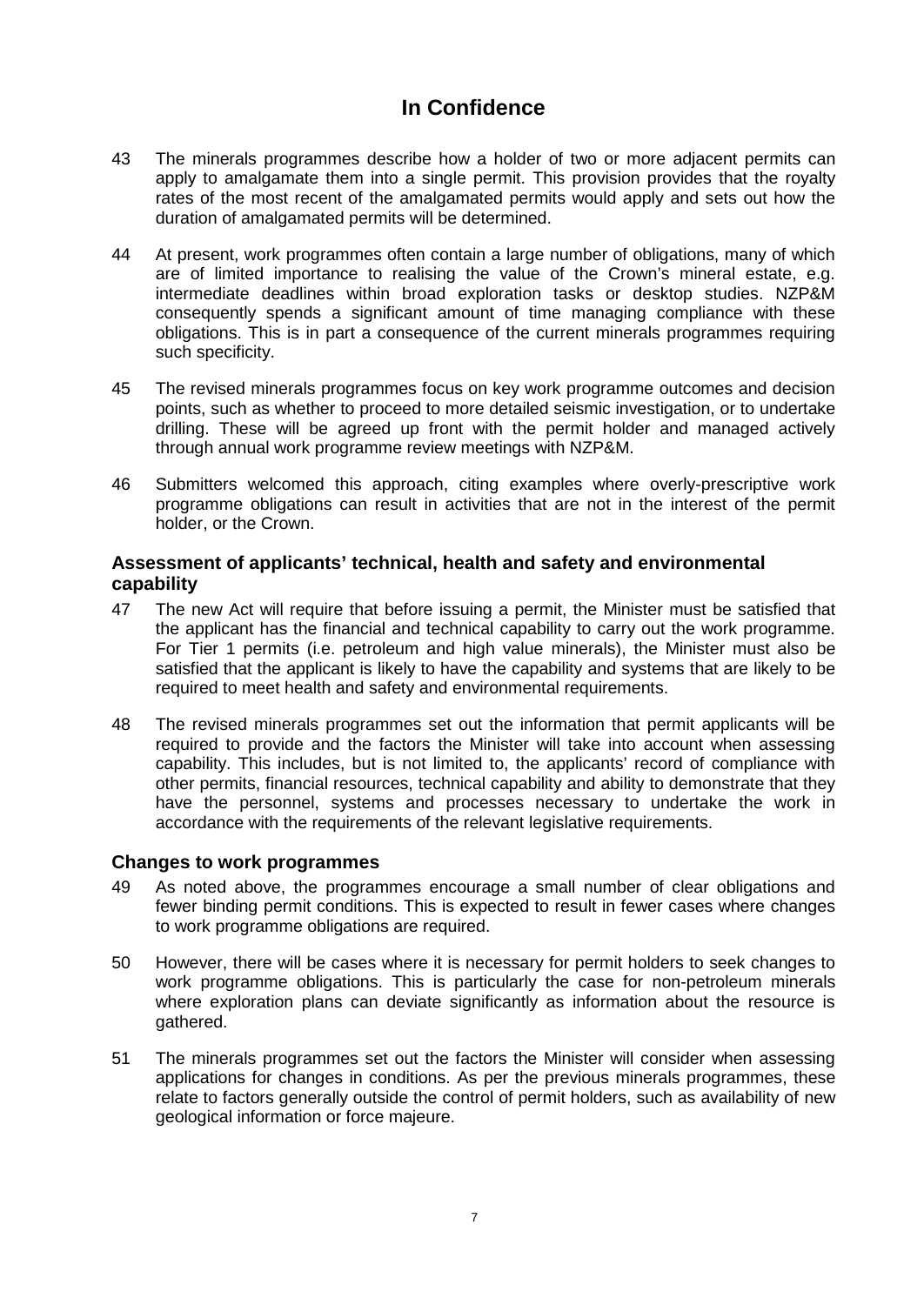43 The minerals programmes describe how a holder of two or more adjacent permits can apply to amalgamate them into a single permit. This provision provides that the royalty rates of the most recent of the amalgamated permits would apply and sets out how the duration of amalgamated permits will be determined.

44 At present, work programmes often contain a large number of obligations, many of which are of limited importance to realising the value of the Crown's mineral estate, e.g. intermediate deadlines within broad exploration tasks or desktop studies. NZP&M consequently spends a significant amount of time managing compliance with these obligations. This is in part a consequence of the current minerals programmes requiring such specificity.

45 The revised minerals programmes focus on key work programme outcomes and decision points, such as whether to proceed to more detailed seismic investigation, or to undertake drilling. These will be agreed up front with the permit holder and managed actively through annual work programme review meetings with NZP&M.

46 Submitters welcomed this approach, citing examples where overly-prescriptive work programme obligations can result in activities that are not in the interest of the permit holder, or the Crown.

### Assessment of applicants' technical, health and safety and environmental capability

47 The new Act will require that before issuing a permit, the Minister must be satisfied that the applicant has the financial and technical capability to carry out the work programme. For Tier 1 permits (i.e. petroleum and high value minerals), the Minister must also be satisfied that the applicant is likely to have the capability and systems that are likely to be required to meet health and safety and environmental requirements.

48 The revised minerals programmes set out the information that permit applicants will be required to provide and the factors the Minister will take into account when assessing capability. This includes, but is not limited to, the applicants' record of compliance with other permits, financial resources, technical capability and ability to demonstrate that they have the personnel, systems and processes necessary to undertake the work in accordance with the requirements of the relevant legislative requirements.

### Changes to work programmes

49 As noted above, the programmes encourage a small number of clear obligations and fewer binding permit conditions. This is expected to result in fewer cases where changes to work programme obligations are required.

50 However, there will be cases where it is necessary for permit holders to seek changes to work programme obligations. This is particularly the case for non-petroleum minerals where exploration plans can deviate significantly as information about the resource is gathered.

51 The minerals programmes set out the factors the Minister will consider when assessing applications for changes in conditions. As per the previous minerals programmes, these relate to factors generally outside the control of permit holders, such as availability of new geological information or force majeure.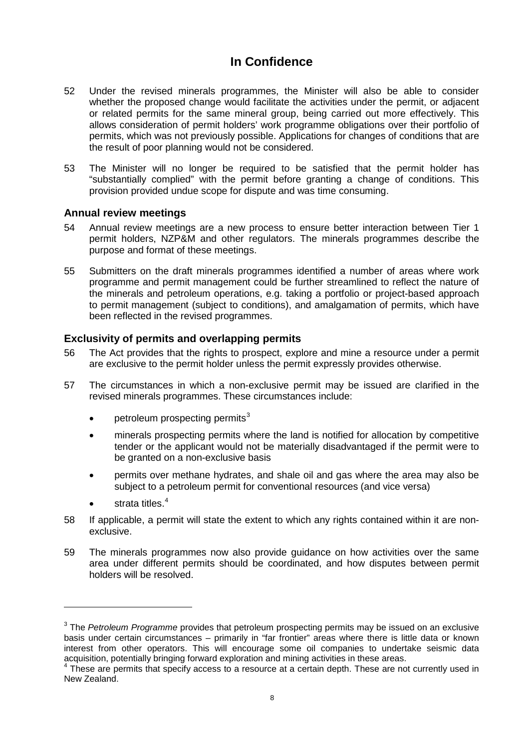52 Under the revised minerals programmes, the Minister will also be able to consider whether the proposed change would facilitate the activities under the permit, or adjacent or related permits for the same mineral group, being carried out more effectively. This allows consideration of permit holders' work programme obligations over their portfolio of permits, which was not previously possible. Applications for changes of conditions that are the result of poor planning would not be considered.

53 The Minister will no longer be required to be satisfied that the permit holder has "substantially complied" with the permit before granting a change of conditions. This provision provided undue scope for dispute and was time consuming.

### Annual review meetings

54 Annual review meetings are a new process to ensure better interaction between Tier 1 permit holders, NZP&M and other regulators. The minerals programmes describe the purpose and format of these meetings.

55 Submitters on the draft minerals programmes identified a number of areas where work programme and permit management could be further streamlined to reflect the nature of the minerals and petroleum operations, e.g. taking a portfolio or project-based approach to permit management (subject to conditions), and amalgamation of permits, which have been reflected in the revised programmes.

### Exclusivity of permits and overlapping permits

56 The Act provides that the rights to prospect, explore and mine a resource under a permit are exclusive to the permit holder unless the permit expressly provides otherwise.

57 The circumstances in which a non-exclusive permit may be issued are clarified in the revised minerals programmes. These circumstances include:

- petroleum prospecting permits[3]
- minerals prospecting permits where the land is notified for allocation by competitive tender or the applicant would not be materially disadvantaged if the permit were to be granted on a non-exclusive basis
- permits over methane hydrates, and shale oil and gas where the area may also be subject to a petroleum permit for conventional resources (and vice versa)
- strata titles.[4]

58 If applicable, a permit will state the extent to which any rights contained within it are non-exclusive.

59 The minerals programmes now also provide guidance on how activities over the same area under different permits should be coordinated, and how disputes between permit holders will be resolved.

---

[3] The *Petroleum Programme* provides that petroleum prospecting permits may be issued on an exclusive basis under certain circumstances – primarily in "far frontier" areas where there is little data or known interest from other operators. This will encourage some oil companies to undertake seismic data acquisition, potentially bringing forward exploration and mining activities in these areas.

[4] These are permits that specify access to a resource at a certain depth. These are not currently used in New Zealand.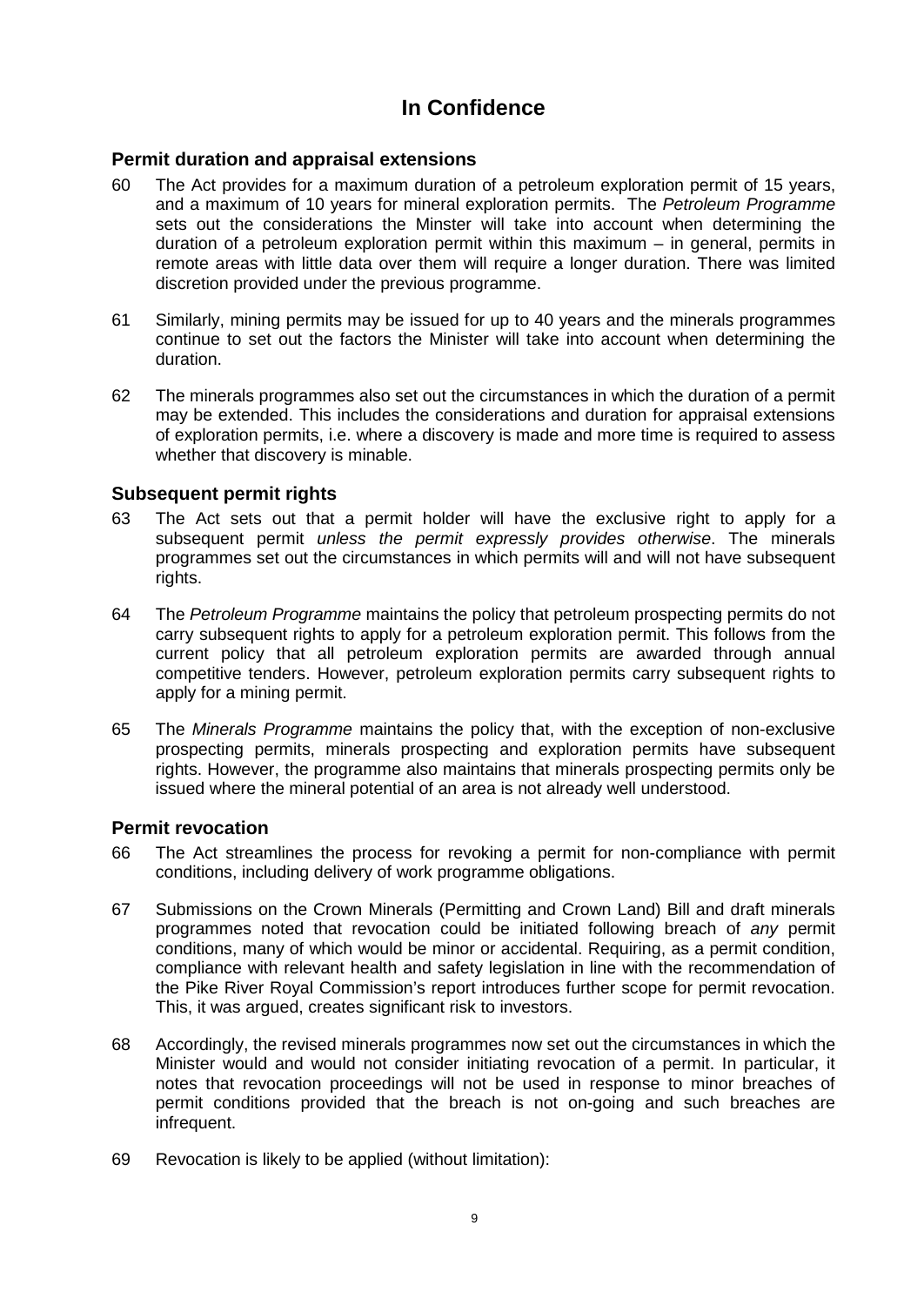## Permit duration and appraisal extensions

60 The Act provides for a maximum duration of a petroleum exploration permit of 15 years, and a maximum of 10 years for mineral exploration permits. The *Petroleum Programme* sets out the considerations the Minster will take into account when determining the duration of a petroleum exploration permit within this maximum – in general, permits in remote areas with little data over them will require a longer duration. There was limited discretion provided under the previous programme.

61 Similarly, mining permits may be issued for up to 40 years and the minerals programmes continue to set out the factors the Minister will take into account when determining the duration.

62 The minerals programmes also set out the circumstances in which the duration of a permit may be extended. This includes the considerations and duration for appraisal extensions of exploration permits, i.e. where a discovery is made and more time is required to assess whether that discovery is minable.

## Subsequent permit rights

63 The Act sets out that a permit holder will have the exclusive right to apply for a subsequent permit *unless the permit expressly provides otherwise*. The minerals programmes set out the circumstances in which permits will and will not have subsequent rights.

64 The *Petroleum Programme* maintains the policy that petroleum prospecting permits do not carry subsequent rights to apply for a petroleum exploration permit. This follows from the current policy that all petroleum exploration permits are awarded through annual competitive tenders. However, petroleum exploration permits carry subsequent rights to apply for a mining permit.

65 The *Minerals Programme* maintains the policy that, with the exception of non-exclusive prospecting permits, minerals prospecting and exploration permits have subsequent rights. However, the programme also maintains that minerals prospecting permits only be issued where the mineral potential of an area is not already well understood.

## Permit revocation

66 The Act streamlines the process for revoking a permit for non-compliance with permit conditions, including delivery of work programme obligations.

67 Submissions on the Crown Minerals (Permitting and Crown Land) Bill and draft minerals programmes noted that revocation could be initiated following breach of *any* permit conditions, many of which would be minor or accidental. Requiring, as a permit condition, compliance with relevant health and safety legislation in line with the recommendation of the Pike River Royal Commission's report introduces further scope for permit revocation. This, it was argued, creates significant risk to investors.

68 Accordingly, the revised minerals programmes now set out the circumstances in which the Minister would and would not consider initiating revocation of a permit. In particular, it notes that revocation proceedings will not be used in response to minor breaches of permit conditions provided that the breach is not on-going and such breaches are infrequent.

69 Revocation is likely to be applied (without limitation):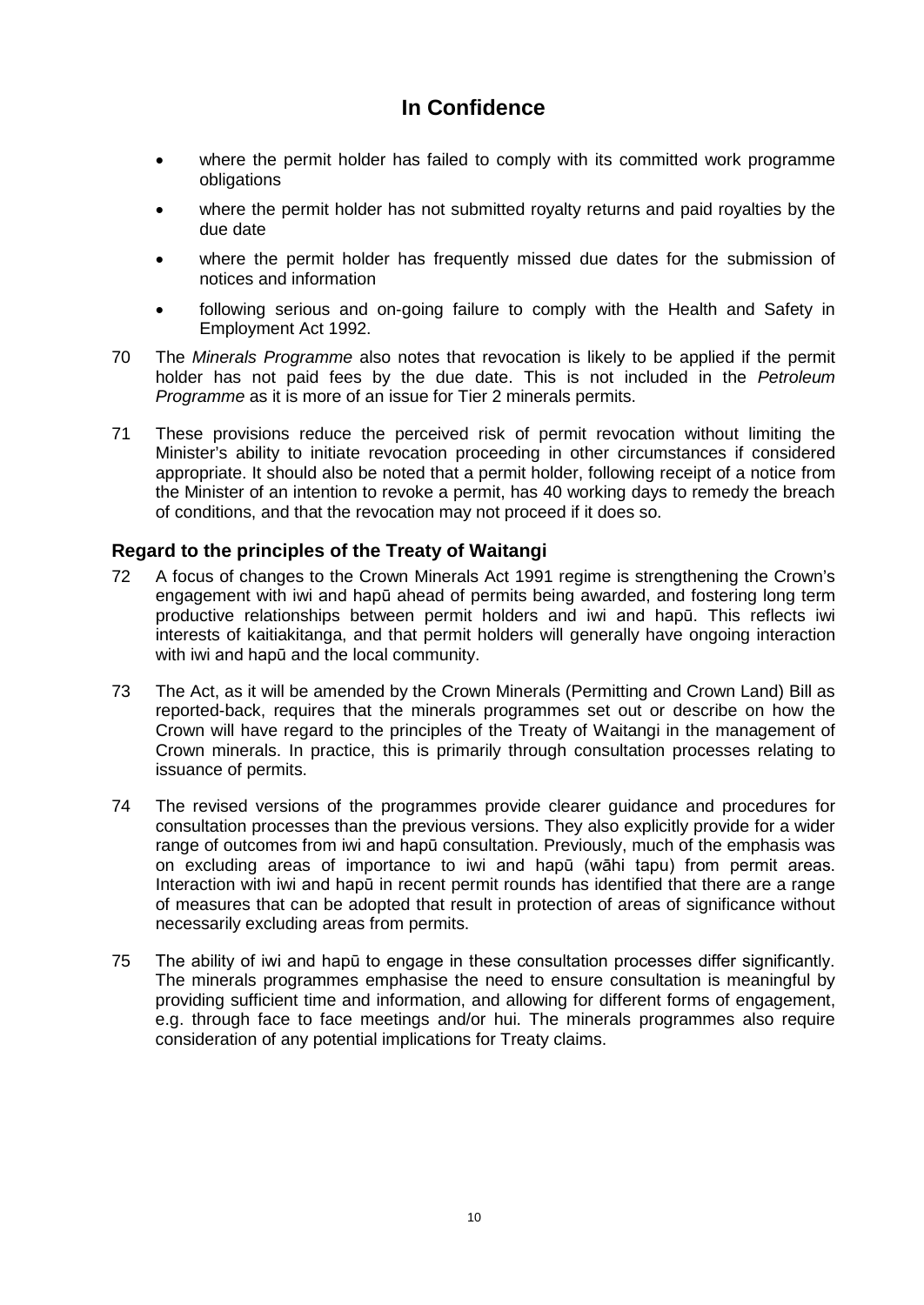- where the permit holder has failed to comply with its committed work programme obligations
- where the permit holder has not submitted royalty returns and paid royalties by the due date
- where the permit holder has frequently missed due dates for the submission of notices and information
- following serious and on-going failure to comply with the Health and Safety in Employment Act 1992.

70 The *Minerals Programme* also notes that revocation is likely to be applied if the permit holder has not paid fees by the due date. This is not included in the *Petroleum Programme* as it is more of an issue for Tier 2 minerals permits.

71 These provisions reduce the perceived risk of permit revocation without limiting the Minister's ability to initiate revocation proceeding in other circumstances if considered appropriate. It should also be noted that a permit holder, following receipt of a notice from the Minister of an intention to revoke a permit, has 40 working days to remedy the breach of conditions, and that the revocation may not proceed if it does so.

### Regard to the principles of the Treaty of Waitangi

72 A focus of changes to the Crown Minerals Act 1991 regime is strengthening the Crown's engagement with iwi and hapū ahead of permits being awarded, and fostering long term productive relationships between permit holders and iwi and hapū. This reflects iwi interests of kaitiakitanga, and that permit holders will generally have ongoing interaction with iwi and hapū and the local community.

73 The Act, as it will be amended by the Crown Minerals (Permitting and Crown Land) Bill as reported-back, requires that the minerals programmes set out or describe on how the Crown will have regard to the principles of the Treaty of Waitangi in the management of Crown minerals. In practice, this is primarily through consultation processes relating to issuance of permits.

74 The revised versions of the programmes provide clearer guidance and procedures for consultation processes than the previous versions. They also explicitly provide for a wider range of outcomes from iwi and hapū consultation. Previously, much of the emphasis was on excluding areas of importance to iwi and hapū (wāhi tapu) from permit areas. Interaction with iwi and hapū in recent permit rounds has identified that there are a range of measures that can be adopted that result in protection of areas of significance without necessarily excluding areas from permits.

75 The ability of iwi and hapū to engage in these consultation processes differ significantly. The minerals programmes emphasise the need to ensure consultation is meaningful by providing sufficient time and information, and allowing for different forms of engagement, e.g. through face to face meetings and/or hui. The minerals programmes also require consideration of any potential implications for Treaty claims.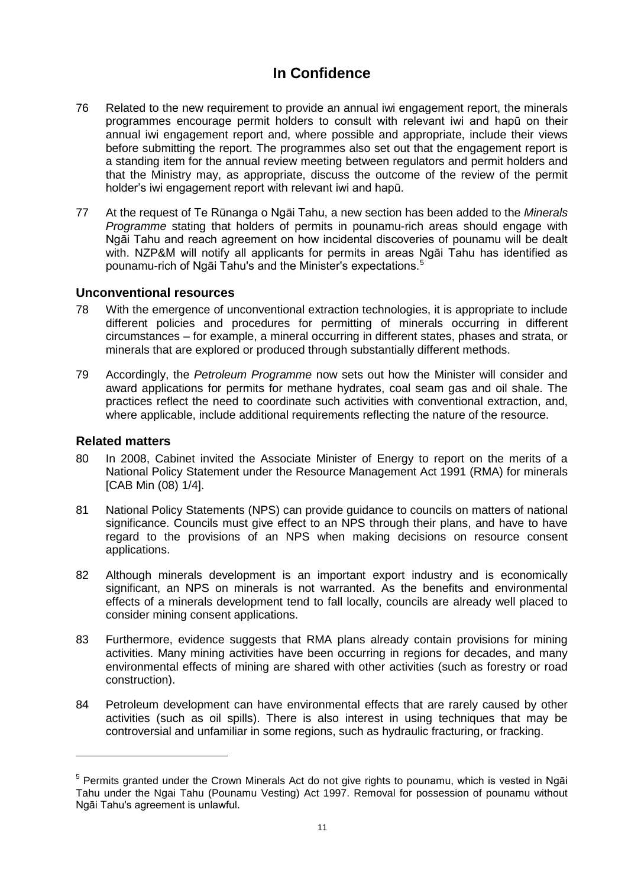# In Confidence

76 Related to the new requirement to provide an annual iwi engagement report, the minerals programmes encourage permit holders to consult with relevant iwi and hapū on their annual iwi engagement report and, where possible and appropriate, include their views before submitting the report. The programmes also set out that the engagement report is a standing item for the annual review meeting between regulators and permit holders and that the Ministry may, as appropriate, discuss the outcome of the review of the permit holder's iwi engagement report with relevant iwi and hapū.

77 At the request of Te Rūnanga o Ngāi Tahu, a new section has been added to the *Minerals Programme* stating that holders of permits in pounamu-rich areas should engage with Ngāi Tahu and reach agreement on how incidental discoveries of pounamu will be dealt with. NZP&M will notify all applicants for permits in areas Ngāi Tahu has identified as pounamu-rich of Ngāi Tahu's and the Minister's expectations.[5]

## Unconventional resources

78 With the emergence of unconventional extraction technologies, it is appropriate to include different policies and procedures for permitting of minerals occurring in different circumstances – for example, a mineral occurring in different states, phases and strata, or minerals that are explored or produced through substantially different methods.

79 Accordingly, the *Petroleum Programme* now sets out how the Minister will consider and award applications for permits for methane hydrates, coal seam gas and oil shale. The practices reflect the need to coordinate such activities with conventional extraction, and, where applicable, include additional requirements reflecting the nature of the resource.

## Related matters

80 In 2008, Cabinet invited the Associate Minister of Energy to report on the merits of a National Policy Statement under the Resource Management Act 1991 (RMA) for minerals [CAB Min (08) 1/4].

81 National Policy Statements (NPS) can provide guidance to councils on matters of national significance. Councils must give effect to an NPS through their plans, and have to have regard to the provisions of an NPS when making decisions on resource consent applications.

82 Although minerals development is an important export industry and is economically significant, an NPS on minerals is not warranted. As the benefits and environmental effects of a minerals development tend to fall locally, councils are already well placed to consider mining consent applications.

83 Furthermore, evidence suggests that RMA plans already contain provisions for mining activities. Many mining activities have been occurring in regions for decades, and many environmental effects of mining are shared with other activities (such as forestry or road construction).

84 Petroleum development can have environmental effects that are rarely caused by other activities (such as oil spills). There is also interest in using techniques that may be controversial and unfamiliar in some regions, such as hydraulic fracturing, or fracking.

---

[5] Permits granted under the Crown Minerals Act do not give rights to pounamu, which is vested in Ngāi Tahu under the Ngai Tahu (Pounamu Vesting) Act 1997. Removal for possession of pounamu without Ngāi Tahu's agreement is unlawful.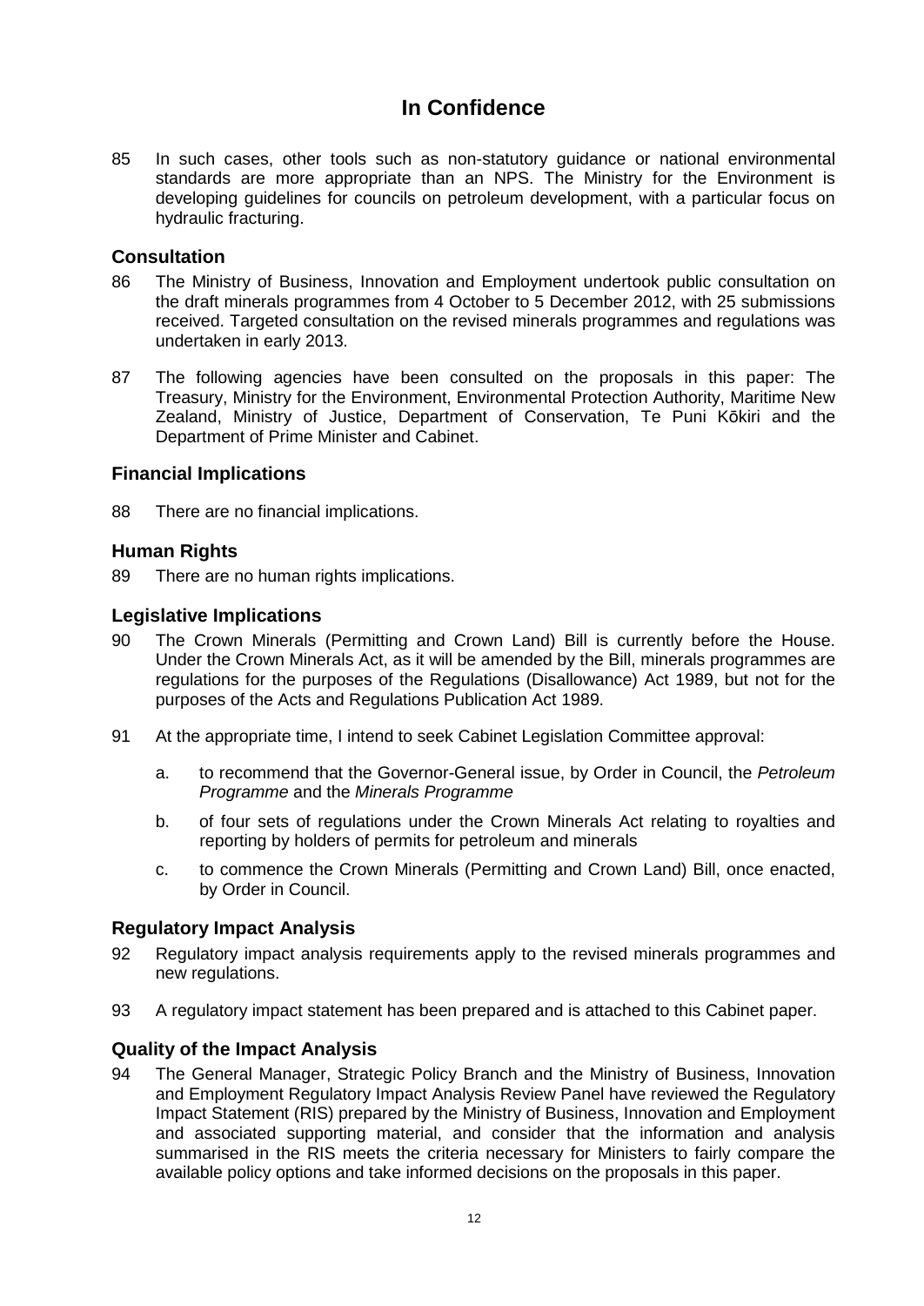85 In such cases, other tools such as non-statutory guidance or national environmental standards are more appropriate than an NPS. The Ministry for the Environment is developing guidelines for councils on petroleum development, with a particular focus on hydraulic fracturing.

## Consultation

86 The Ministry of Business, Innovation and Employment undertook public consultation on the draft minerals programmes from 4 October to 5 December 2012, with 25 submissions received. Targeted consultation on the revised minerals programmes and regulations was undertaken in early 2013.

87 The following agencies have been consulted on the proposals in this paper: The Treasury, Ministry for the Environment, Environmental Protection Authority, Maritime New Zealand, Ministry of Justice, Department of Conservation, Te Puni Kōkiri and the Department of Prime Minister and Cabinet.

## Financial Implications

88 There are no financial implications.

## Human Rights

89 There are no human rights implications.

## Legislative Implications

90 The Crown Minerals (Permitting and Crown Land) Bill is currently before the House. Under the Crown Minerals Act, as it will be amended by the Bill, minerals programmes are regulations for the purposes of the Regulations (Disallowance) Act 1989, but not for the purposes of the Acts and Regulations Publication Act 1989.

91 At the appropriate time, I intend to seek Cabinet Legislation Committee approval:

a. to recommend that the Governor-General issue, by Order in Council, the *Petroleum Programme* and the *Minerals Programme*

b. of four sets of regulations under the Crown Minerals Act relating to royalties and reporting by holders of permits for petroleum and minerals

c. to commence the Crown Minerals (Permitting and Crown Land) Bill, once enacted, by Order in Council.

## Regulatory Impact Analysis

92 Regulatory impact analysis requirements apply to the revised minerals programmes and new regulations.

93 A regulatory impact statement has been prepared and is attached to this Cabinet paper.

## Quality of the Impact Analysis

94 The General Manager, Strategic Policy Branch and the Ministry of Business, Innovation and Employment Regulatory Impact Analysis Review Panel have reviewed the Regulatory Impact Statement (RIS) prepared by the Ministry of Business, Innovation and Employment and associated supporting material, and consider that the information and analysis summarised in the RIS meets the criteria necessary for Ministers to fairly compare the available policy options and take informed decisions on the proposals in this paper.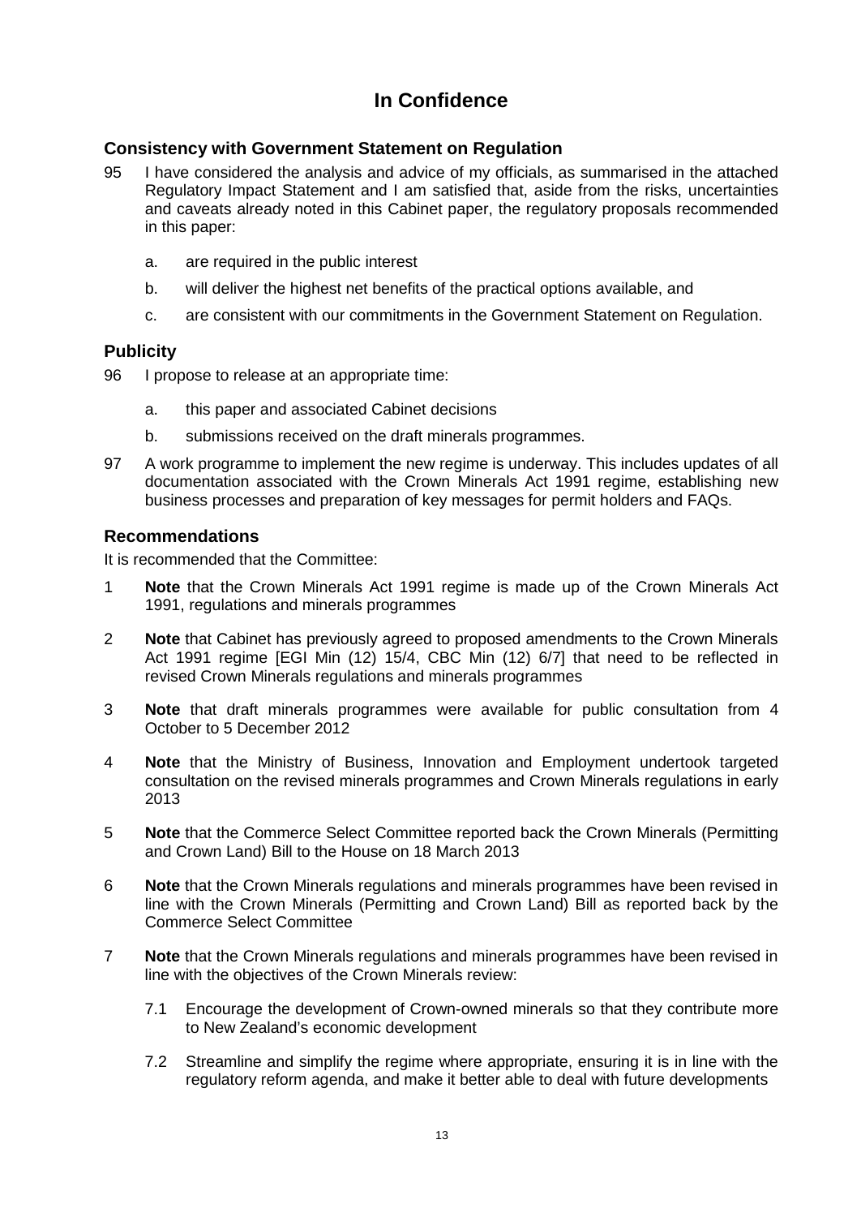# In Confidence

## Consistency with Government Statement on Regulation

95 I have considered the analysis and advice of my officials, as summarised in the attached Regulatory Impact Statement and I am satisfied that, aside from the risks, uncertainties and caveats already noted in this Cabinet paper, the regulatory proposals recommended in this paper:

   a. are required in the public interest

   b. will deliver the highest net benefits of the practical options available, and

   c. are consistent with our commitments in the Government Statement on Regulation.

## Publicity

96 I propose to release at an appropriate time:

   a. this paper and associated Cabinet decisions

   b. submissions received on the draft minerals programmes.

97 A work programme to implement the new regime is underway. This includes updates of all documentation associated with the Crown Minerals Act 1991 regime, establishing new business processes and preparation of key messages for permit holders and FAQs.

## Recommendations

It is recommended that the Committee:

1 **Note** that the Crown Minerals Act 1991 regime is made up of the Crown Minerals Act 1991, regulations and minerals programmes

2 **Note** that Cabinet has previously agreed to proposed amendments to the Crown Minerals Act 1991 regime [EGI Min (12) 15/4, CBC Min (12) 6/7] that need to be reflected in revised Crown Minerals regulations and minerals programmes

3 **Note** that draft minerals programmes were available for public consultation from 4 October to 5 December 2012

4 **Note** that the Ministry of Business, Innovation and Employment undertook targeted consultation on the revised minerals programmes and Crown Minerals regulations in early 2013

5 **Note** that the Commerce Select Committee reported back the Crown Minerals (Permitting and Crown Land) Bill to the House on 18 March 2013

6 **Note** that the Crown Minerals regulations and minerals programmes have been revised in line with the Crown Minerals (Permitting and Crown Land) Bill as reported back by the Commerce Select Committee

7 **Note** that the Crown Minerals regulations and minerals programmes have been revised in line with the objectives of the Crown Minerals review:

   7.1 Encourage the development of Crown-owned minerals so that they contribute more to New Zealand's economic development

   7.2 Streamline and simplify the regime where appropriate, ensuring it is in line with the regulatory reform agenda, and make it better able to deal with future developments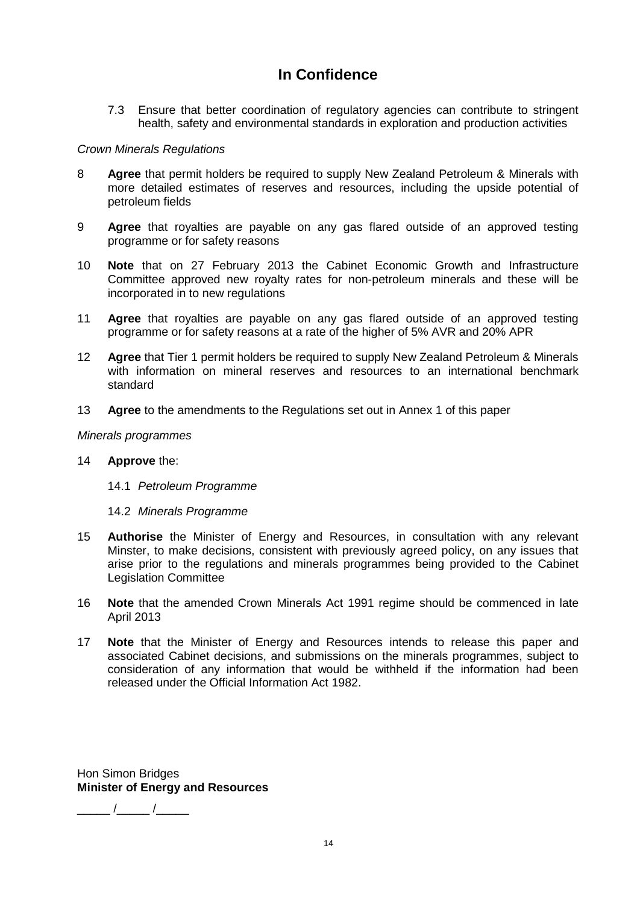**In Confidence**

7.3 Ensure that better coordination of regulatory agencies can contribute to stringent health, safety and environmental standards in exploration and production activities

*Crown Minerals Regulations*

8 **Agree** that permit holders be required to supply New Zealand Petroleum & Minerals with more detailed estimates of reserves and resources, including the upside potential of petroleum fields

9 **Agree** that royalties are payable on any gas flared outside of an approved testing programme or for safety reasons

10 **Note** that on 27 February 2013 the Cabinet Economic Growth and Infrastructure Committee approved new royalty rates for non-petroleum minerals and these will be incorporated in to new regulations

11 **Agree** that royalties are payable on any gas flared outside of an approved testing programme or for safety reasons at a rate of the higher of 5% AVR and 20% APR

12 **Agree** that Tier 1 permit holders be required to supply New Zealand Petroleum & Minerals with information on mineral reserves and resources to an international benchmark standard

13 **Agree** to the amendments to the Regulations set out in Annex 1 of this paper

*Minerals programmes*

14 **Approve** the:

14.1 *Petroleum Programme*

14.2 *Minerals Programme*

15 **Authorise** the Minister of Energy and Resources, in consultation with any relevant Minster, to make decisions, consistent with previously agreed policy, on any issues that arise prior to the regulations and minerals programmes being provided to the Cabinet Legislation Committee

16 **Note** that the amended Crown Minerals Act 1991 regime should be commenced in late April 2013

17 **Note** that the Minister of Energy and Resources intends to release this paper and associated Cabinet decisions, and submissions on the minerals programmes, subject to consideration of any information that would be withheld if the information had been released under the Official Information Act 1982.

Hon Simon Bridges
**Minister of Energy and Resources**

_____ /_____ /_____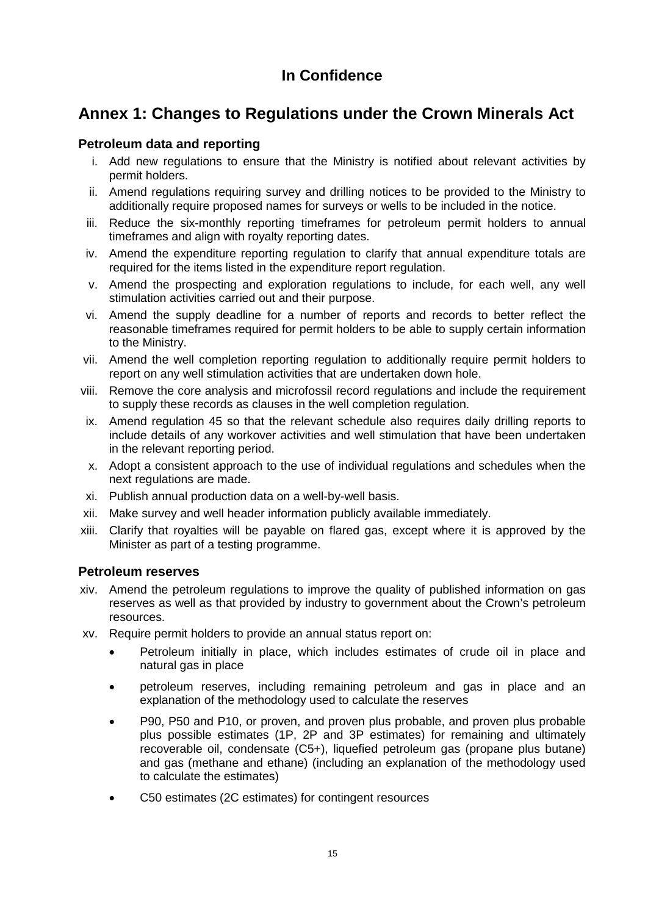**In Confidence**

## Annex 1: Changes to Regulations under the Crown Minerals Act

### Petroleum data and reporting

i. Add new regulations to ensure that the Ministry is notified about relevant activities by permit holders.

ii. Amend regulations requiring survey and drilling notices to be provided to the Ministry to additionally require proposed names for surveys or wells to be included in the notice.

iii. Reduce the six-monthly reporting timeframes for petroleum permit holders to annual timeframes and align with royalty reporting dates.

iv. Amend the expenditure reporting regulation to clarify that annual expenditure totals are required for the items listed in the expenditure report regulation.

v. Amend the prospecting and exploration regulations to include, for each well, any well stimulation activities carried out and their purpose.

vi. Amend the supply deadline for a number of reports and records to better reflect the reasonable timeframes required for permit holders to be able to supply certain information to the Ministry.

vii. Amend the well completion reporting regulation to additionally require permit holders to report on any well stimulation activities that are undertaken down hole.

viii. Remove the core analysis and microfossil record regulations and include the requirement to supply these records as clauses in the well completion regulation.

ix. Amend regulation 45 so that the relevant schedule also requires daily drilling reports to include details of any workover activities and well stimulation that have been undertaken in the relevant reporting period.

x. Adopt a consistent approach to the use of individual regulations and schedules when the next regulations are made.

xi. Publish annual production data on a well-by-well basis.

xii. Make survey and well header information publicly available immediately.

xiii. Clarify that royalties will be payable on flared gas, except where it is approved by the Minister as part of a testing programme.

### Petroleum reserves

xiv. Amend the petroleum regulations to improve the quality of published information on gas reserves as well as that provided by industry to government about the Crown's petroleum resources.

xv. Require permit holders to provide an annual status report on:

- Petroleum initially in place, which includes estimates of crude oil in place and natural gas in place
- petroleum reserves, including remaining petroleum and gas in place and an explanation of the methodology used to calculate the reserves
- P90, P50 and P10, or proven, and proven plus probable, and proven plus probable plus possible estimates (1P, 2P and 3P estimates) for remaining and ultimately recoverable oil, condensate (C5+), liquefied petroleum gas (propane plus butane) and gas (methane and ethane) (including an explanation of the methodology used to calculate the estimates)
- C50 estimates (2C estimates) for contingent resources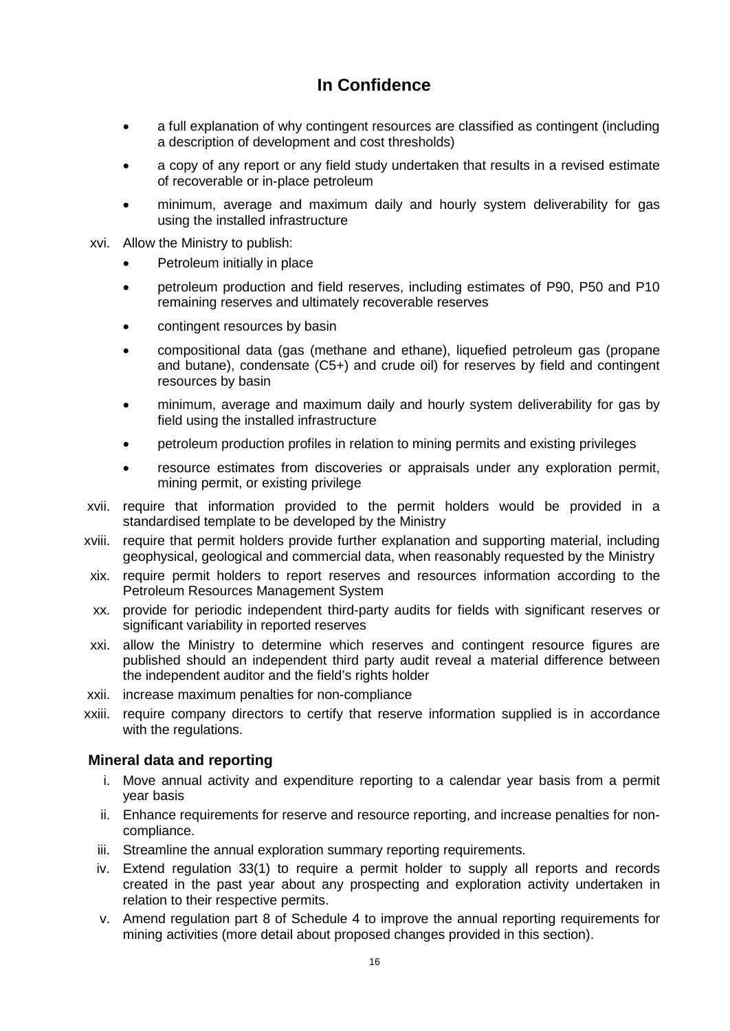**In Confidence**

- a full explanation of why contingent resources are classified as contingent (including a description of development and cost thresholds)
- a copy of any report or any field study undertaken that results in a revised estimate of recoverable or in-place petroleum
- minimum, average and maximum daily and hourly system deliverability for gas using the installed infrastructure

xvi. Allow the Ministry to publish:

- Petroleum initially in place
- petroleum production and field reserves, including estimates of P90, P50 and P10 remaining reserves and ultimately recoverable reserves
- contingent resources by basin
- compositional data (gas (methane and ethane), liquefied petroleum gas (propane and butane), condensate (C5+) and crude oil) for reserves by field and contingent resources by basin
- minimum, average and maximum daily and hourly system deliverability for gas by field using the installed infrastructure
- petroleum production profiles in relation to mining permits and existing privileges
- resource estimates from discoveries or appraisals under any exploration permit, mining permit, or existing privilege

xvii. require that information provided to the permit holders would be provided in a standardised template to be developed by the Ministry

xviii. require that permit holders provide further explanation and supporting material, including geophysical, geological and commercial data, when reasonably requested by the Ministry

xix. require permit holders to report reserves and resources information according to the Petroleum Resources Management System

xx. provide for periodic independent third-party audits for fields with significant reserves or significant variability in reported reserves

xxi. allow the Ministry to determine which reserves and contingent resource figures are published should an independent third party audit reveal a material difference between the independent auditor and the field's rights holder

xxii. increase maximum penalties for non-compliance

xxiii. require company directors to certify that reserve information supplied is in accordance with the regulations.

### Mineral data and reporting

i. Move annual activity and expenditure reporting to a calendar year basis from a permit year basis

ii. Enhance requirements for reserve and resource reporting, and increase penalties for non-compliance.

iii. Streamline the annual exploration summary reporting requirements.

iv. Extend regulation 33(1) to require a permit holder to supply all reports and records created in the past year about any prospecting and exploration activity undertaken in relation to their respective permits.

v. Amend regulation part 8 of Schedule 4 to improve the annual reporting requirements for mining activities (more detail about proposed changes provided in this section).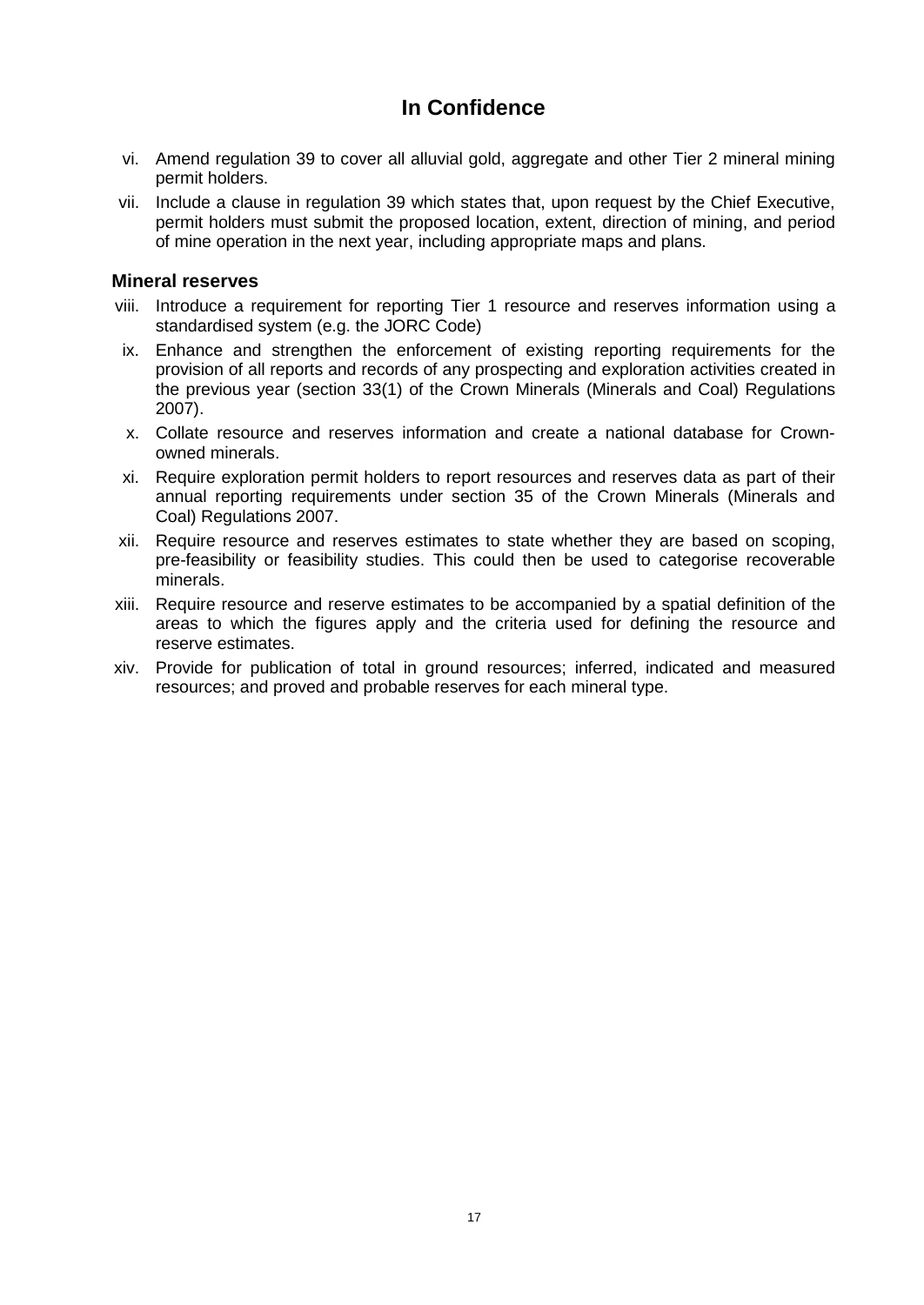# In Confidence

vi. Amend regulation 39 to cover all alluvial gold, aggregate and other Tier 2 mineral mining permit holders.

vii. Include a clause in regulation 39 which states that, upon request by the Chief Executive, permit holders must submit the proposed location, extent, direction of mining, and period of mine operation in the next year, including appropriate maps and plans.

### Mineral reserves

viii. Introduce a requirement for reporting Tier 1 resource and reserves information using a standardised system (e.g. the JORC Code)

ix. Enhance and strengthen the enforcement of existing reporting requirements for the provision of all reports and records of any prospecting and exploration activities created in the previous year (section 33(1) of the Crown Minerals (Minerals and Coal) Regulations 2007).

x. Collate resource and reserves information and create a national database for Crown-owned minerals.

xi. Require exploration permit holders to report resources and reserves data as part of their annual reporting requirements under section 35 of the Crown Minerals (Minerals and Coal) Regulations 2007.

xii. Require resource and reserves estimates to state whether they are based on scoping, pre-feasibility or feasibility studies. This could then be used to categorise recoverable minerals.

xiii. Require resource and reserve estimates to be accompanied by a spatial definition of the areas to which the figures apply and the criteria used for defining the resource and reserve estimates.

xiv. Provide for publication of total in ground resources; inferred, indicated and measured resources; and proved and probable reserves for each mineral type.